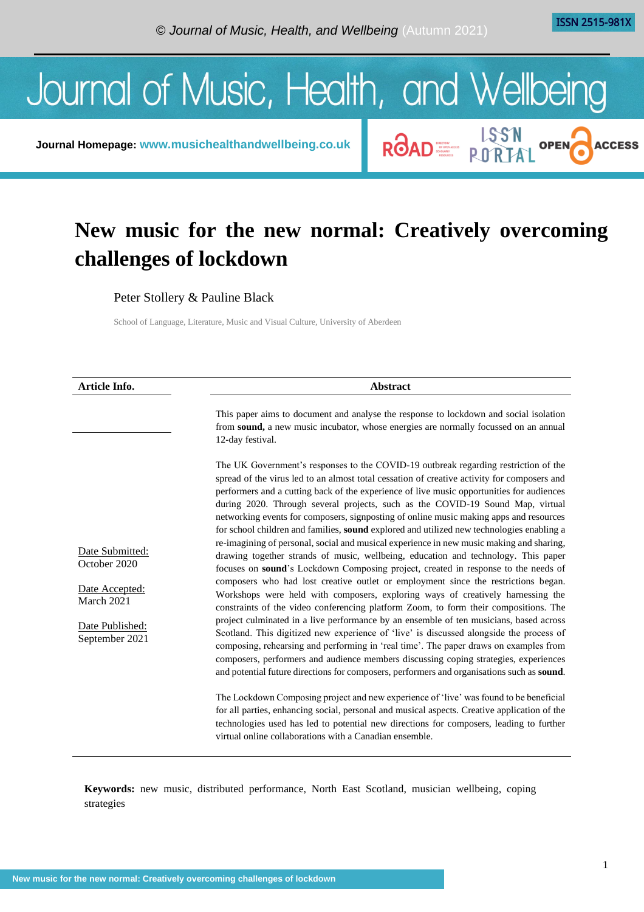# New music for the new normal: Creatively overcoming challenges of lockdown

Peter Stollery & Pauline Black

School of Language, Literature, Music and Visual Culture, University of Aberdeen

**Article Info.**

Date Submitted: October 2020

Date Accepted: March 2021

Date Published: September 2021

**Abstract**

This paper aims to document and analyse the response to lockdown and social isolation from **sound,** a new music incubator, whose energies are normally focussed on an annual 12-day festival.

The UK Government's responses to the COVID-19 outbreak regarding restriction of the spread of the virus led to an almost total cessation of creative activity for composers and performers and a cutting back of the experience of live music opportunities for audiences during 2020. Through several projects, such as the COVID-19 Sound Map, virtual networking events for composers, signposting of online music making apps and resources for school children and families, **sound** explored and utilized new technologies enabling a re-imagining of personal, social and musical experience in new music making and sharing, drawing together strands of music, wellbeing, education and technology. This paper focuses on **sound**'s Lockdown Composing project, created in response to the needs of composers who had lost creative outlet or employment since the restrictions began. Workshops were held with composers, exploring ways of creatively harnessing the constraints of the video conferencing platform Zoom, to form their compositions. The project culminated in a live performance by an ensemble of ten musicians, based across Scotland. This digitized new experience of 'live' is discussed alongside the process of composing, rehearsing and performing in 'real time'. The paper draws on examples from composers, performers and audience members discussing coping strategies, experiences and potential future directions for composers, performers and organisations such as **sound**.

The Lockdown Composing project and new experience of 'live' was found to be beneficial for all parties, enhancing social, personal and musical aspects. Creative application of the technologies used has led to potential new directions for composers, leading to further virtual online collaborations with a Canadian ensemble.

**Keywords:** new music, distributed performance, North East Scotland, musician wellbeing, coping strategies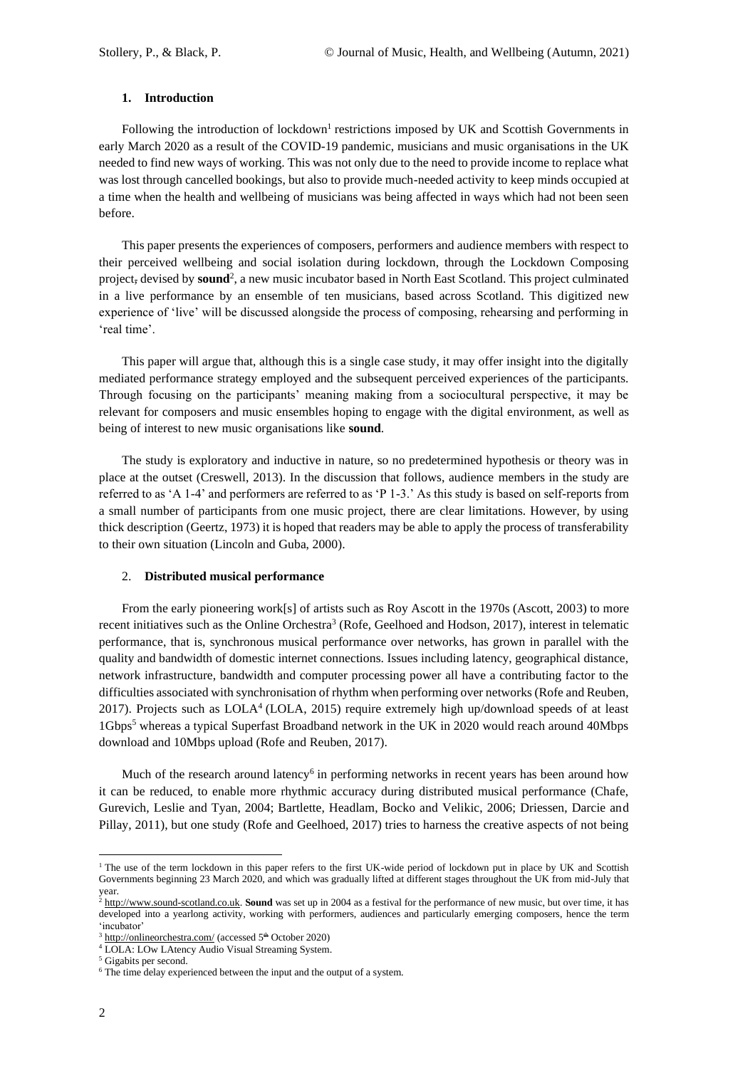## 1. Introduction

Following the introduction of lockdown[1] restrictions imposed by UK and Scottish Governments in early March 2020 as a result of the COVID-19 pandemic, musicians and music organisations in the UK needed to find new ways of working. This was not only due to the need to provide income to replace what was lost through cancelled bookings, but also to provide much-needed activity to keep minds occupied at a time when the health and wellbeing of musicians was being affected in ways which had not been seen before.

This paper presents the experiences of composers, performers and audience members with respect to their perceived wellbeing and social isolation during lockdown, through the Lockdown Composing project, devised by **sound**[2], a new music incubator based in North East Scotland. This project culminated in a live performance by an ensemble of ten musicians, based across Scotland. This digitized new experience of 'live' will be discussed alongside the process of composing, rehearsing and performing in 'real time'.

This paper will argue that, although this is a single case study, it may offer insight into the digitally mediated performance strategy employed and the subsequent perceived experiences of the participants. Through focusing on the participants' meaning making from a sociocultural perspective, it may be relevant for composers and music ensembles hoping to engage with the digital environment, as well as being of interest to new music organisations like **sound**.

The study is exploratory and inductive in nature, so no predetermined hypothesis or theory was in place at the outset (Creswell, 2013). In the discussion that follows, audience members in the study are referred to as 'A 1-4' and performers are referred to as 'P 1-3.' As this study is based on self-reports from a small number of participants from one music project, there are clear limitations. However, by using thick description (Geertz, 1973) it is hoped that readers may be able to apply the process of transferability to their own situation (Lincoln and Guba, 2000).

## 2. Distributed musical performance

From the early pioneering work[s] of artists such as Roy Ascott in the 1970s (Ascott, 2003) to more recent initiatives such as the Online Orchestra[3] (Rofe, Geelhoed and Hodson, 2017), interest in telematic performance, that is, synchronous musical performance over networks, has grown in parallel with the quality and bandwidth of domestic internet connections. Issues including latency, geographical distance, network infrastructure, bandwidth and computer processing power all have a contributing factor to the difficulties associated with synchronisation of rhythm when performing over networks (Rofe and Reuben, 2017). Projects such as LOLA[4] (LOLA, 2015) require extremely high up/download speeds of at least 1Gbps[5] whereas a typical Superfast Broadband network in the UK in 2020 would reach around 40Mbps download and 10Mbps upload (Rofe and Reuben, 2017).

Much of the research around latency[6] in performing networks in recent years has been around how it can be reduced, to enable more rhythmic accuracy during distributed musical performance (Chafe, Gurevich, Leslie and Tyan, 2004; Bartlette, Headlam, Bocko and Velikic, 2006; Driessen, Darcie and Pillay, 2011), but one study (Rofe and Geelhoed, 2017) tries to harness the creative aspects of not being

---

[1] The use of the term lockdown in this paper refers to the first UK-wide period of lockdown put in place by UK and Scottish Governments beginning 23 March 2020, and which was gradually lifted at different stages throughout the UK from mid-July that year.

[2] http://www.sound-scotland.co.uk. **Sound** was set up in 2004 as a festival for the performance of new music, but over time, it has developed into a yearlong activity, working with performers, audiences and particularly emerging composers, hence the term 'incubator'

[3] http://onlineorchestra.com/ (accessed 5th October 2020)

[4] LOLA: LOw LAtency Audio Visual Streaming System.

[5] Gigabits per second.

[6] The time delay experienced between the input and the output of a system.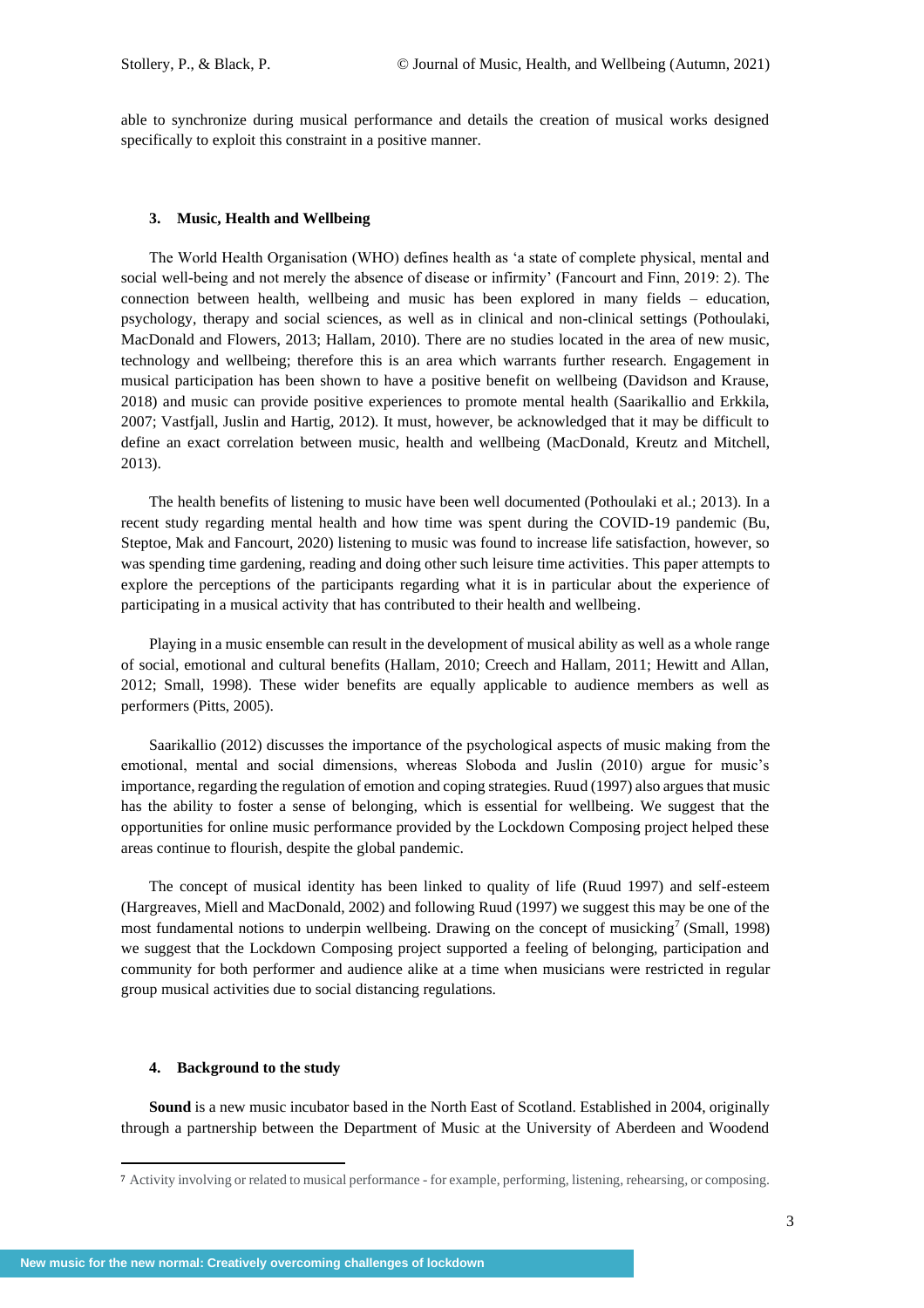able to synchronize during musical performance and details the creation of musical works designed specifically to exploit this constraint in a positive manner.

## 3. Music, Health and Wellbeing

The World Health Organisation (WHO) defines health as 'a state of complete physical, mental and social well-being and not merely the absence of disease or infirmity' (Fancourt and Finn, 2019: 2). The connection between health, wellbeing and music has been explored in many fields – education, psychology, therapy and social sciences, as well as in clinical and non-clinical settings (Pothoulaki, MacDonald and Flowers, 2013; Hallam, 2010). There are no studies located in the area of new music, technology and wellbeing; therefore this is an area which warrants further research. Engagement in musical participation has been shown to have a positive benefit on wellbeing (Davidson and Krause, 2018) and music can provide positive experiences to promote mental health (Saarikallio and Erkkila, 2007; Vastfjall, Juslin and Hartig, 2012). It must, however, be acknowledged that it may be difficult to define an exact correlation between music, health and wellbeing (MacDonald, Kreutz and Mitchell, 2013).

The health benefits of listening to music have been well documented (Pothoulaki et al.; 2013). In a recent study regarding mental health and how time was spent during the COVID-19 pandemic (Bu, Steptoe, Mak and Fancourt, 2020) listening to music was found to increase life satisfaction, however, so was spending time gardening, reading and doing other such leisure time activities. This paper attempts to explore the perceptions of the participants regarding what it is in particular about the experience of participating in a musical activity that has contributed to their health and wellbeing.

Playing in a music ensemble can result in the development of musical ability as well as a whole range of social, emotional and cultural benefits (Hallam, 2010; Creech and Hallam, 2011; Hewitt and Allan, 2012; Small, 1998). These wider benefits are equally applicable to audience members as well as performers (Pitts, 2005).

Saarikallio (2012) discusses the importance of the psychological aspects of music making from the emotional, mental and social dimensions, whereas Sloboda and Juslin (2010) argue for music's importance, regarding the regulation of emotion and coping strategies. Ruud (1997) also argues that music has the ability to foster a sense of belonging, which is essential for wellbeing. We suggest that the opportunities for online music performance provided by the Lockdown Composing project helped these areas continue to flourish, despite the global pandemic.

The concept of musical identity has been linked to quality of life (Ruud 1997) and self-esteem (Hargreaves, Miell and MacDonald, 2002) and following Ruud (1997) we suggest this may be one of the most fundamental notions to underpin wellbeing. Drawing on the concept of musicking[7] (Small, 1998) we suggest that the Lockdown Composing project supported a feeling of belonging, participation and community for both performer and audience alike at a time when musicians were restricted in regular group musical activities due to social distancing regulations.

## 4. Background to the study

**Sound** is a new music incubator based in the North East of Scotland. Established in 2004, originally through a partnership between the Department of Music at the University of Aberdeen and Woodend

---

[7] Activity involving or related to musical performance - for example, performing, listening, rehearsing, or composing.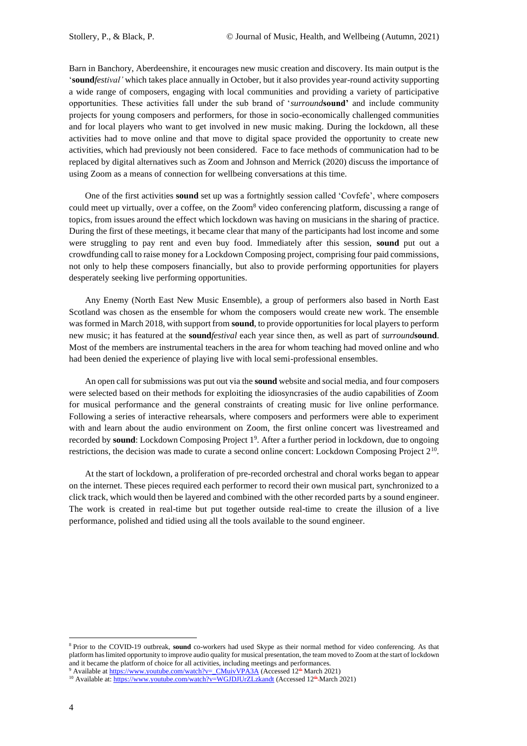Barn in Banchory, Aberdeenshire, it encourages new music creation and discovery. Its main output is the '**sound***festival'* which takes place annually in October, but it also provides year-round activity supporting a wide range of composers, engaging with local communities and providing a variety of participative opportunities. These activities fall under the sub brand of '*surround***sound'** and include community projects for young composers and performers, for those in socio-economically challenged communities and for local players who want to get involved in new music making. During the lockdown, all these activities had to move online and that move to digital space provided the opportunity to create new activities, which had previously not been considered. Face to face methods of communication had to be replaced by digital alternatives such as Zoom and Johnson and Merrick (2020) discuss the importance of using Zoom as a means of connection for wellbeing conversations at this time.

One of the first activities **sound** set up was a fortnightly session called 'Covfefe', where composers could meet up virtually, over a coffee, on the Zoom[8] video conferencing platform, discussing a range of topics, from issues around the effect which lockdown was having on musicians in the sharing of practice. During the first of these meetings, it became clear that many of the participants had lost income and some were struggling to pay rent and even buy food. Immediately after this session, **sound** put out a crowdfunding call to raise money for a Lockdown Composing project, comprising four paid commissions, not only to help these composers financially, but also to provide performing opportunities for players desperately seeking live performing opportunities.

Any Enemy (North East New Music Ensemble), a group of performers also based in North East Scotland was chosen as the ensemble for whom the composers would create new work. The ensemble was formed in March 2018, with support from **sound**, to provide opportunities for local players to perform new music; it has featured at the **sound***festival* each year since then, as well as part of *surround***sound**. Most of the members are instrumental teachers in the area for whom teaching had moved online and who had been denied the experience of playing live with local semi-professional ensembles.

An open call for submissions was put out via the **sound** website and social media, and four composers were selected based on their methods for exploiting the idiosyncrasies of the audio capabilities of Zoom for musical performance and the general constraints of creating music for live online performance. Following a series of interactive rehearsals, where composers and performers were able to experiment with and learn about the audio environment on Zoom, the first online concert was livestreamed and recorded by **sound**: Lockdown Composing Project 1[9]. After a further period in lockdown, due to ongoing restrictions, the decision was made to curate a second online concert: Lockdown Composing Project 2[10].

At the start of lockdown, a proliferation of pre-recorded orchestral and choral works began to appear on the internet. These pieces required each performer to record their own musical part, synchronized to a click track, which would then be layered and combined with the other recorded parts by a sound engineer. The work is created in real-time but put together outside real-time to create the illusion of a live performance, polished and tidied using all the tools available to the sound engineer.

---

[8] Prior to the COVID-19 outbreak, **sound** co-workers had used Skype as their normal method for video conferencing. As that platform has limited opportunity to improve audio quality for musical presentation, the team moved to Zoom at the start of lockdown and it became the platform of choice for all activities, including meetings and performances.

[9] Available at https://www.youtube.com/watch?v=_CMuivVPA3A (Accessed 12th March 2021)

[10] Available at: https://www.youtube.com/watch?v=WGJDJUrZLzkandt (Accessed 12th March 2021)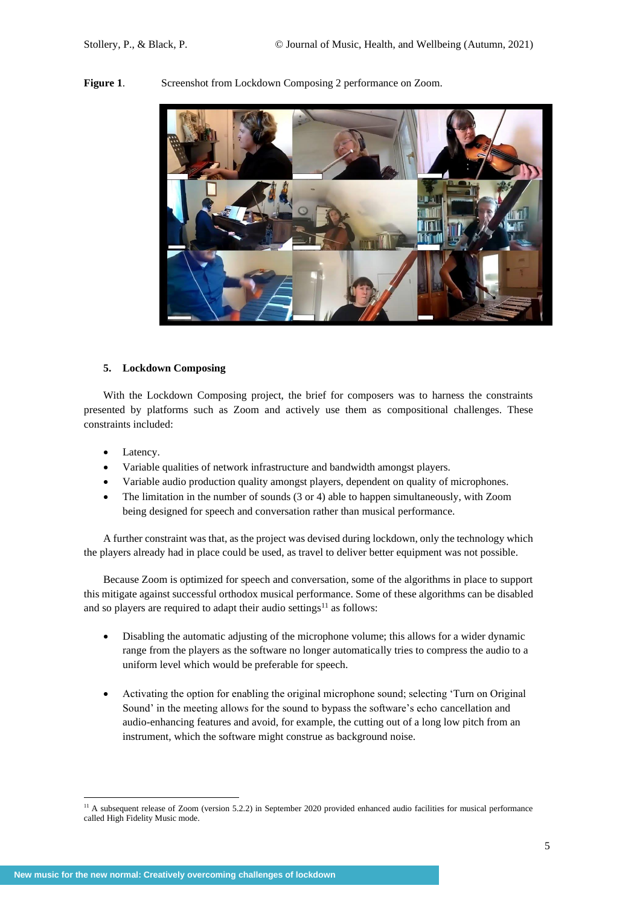**Figure 1**. Screenshot from Lockdown Composing 2 performance on Zoom.

## 5. Lockdown Composing

With the Lockdown Composing project, the brief for composers was to harness the constraints presented by platforms such as Zoom and actively use them as compositional challenges. These constraints included:

- Latency.
- Variable qualities of network infrastructure and bandwidth amongst players.
- Variable audio production quality amongst players, dependent on quality of microphones.
- The limitation in the number of sounds (3 or 4) able to happen simultaneously, with Zoom being designed for speech and conversation rather than musical performance.

A further constraint was that, as the project was devised during lockdown, only the technology which the players already had in place could be used, as travel to deliver better equipment was not possible.

Because Zoom is optimized for speech and conversation, some of the algorithms in place to support this mitigate against successful orthodox musical performance. Some of these algorithms can be disabled and so players are required to adapt their audio settings[11] as follows:

- Disabling the automatic adjusting of the microphone volume; this allows for a wider dynamic range from the players as the software no longer automatically tries to compress the audio to a uniform level which would be preferable for speech.

- Activating the option for enabling the original microphone sound; selecting 'Turn on Original Sound' in the meeting allows for the sound to bypass the software's echo cancellation and audio-enhancing features and avoid, for example, the cutting out of a long low pitch from an instrument, which the software might construe as background noise.

[11] A subsequent release of Zoom (version 5.2.2) in September 2020 provided enhanced audio facilities for musical performance called High Fidelity Music mode.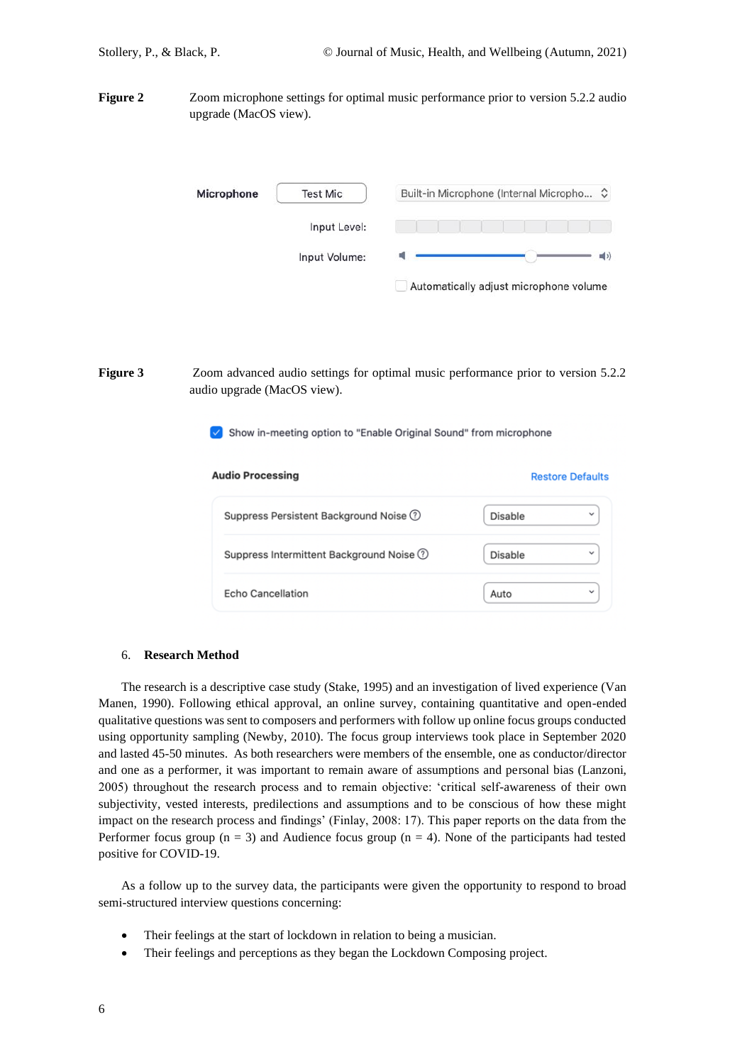**Figure 2** Zoom microphone settings for optimal music performance prior to version 5.2.2 audio upgrade (MacOS view).

Microphone | Test Mic | Built-in Microphone (Internal Micropho...

Input Level:

Input Volume:

Automatically adjust microphone volume

**Figure 3** Zoom advanced audio settings for optimal music performance prior to version 5.2.2 audio upgrade (MacOS view).

Show in-meeting option to "Enable Original Sound" from microphone

**Audio Processing** Restore Defaults

| | |
|---|---|
| Suppress Persistent Background Noise | Disable |
| Suppress Intermittent Background Noise | Disable |
| Echo Cancellation | Auto |

## 6. Research Method

The research is a descriptive case study (Stake, 1995) and an investigation of lived experience (Van Manen, 1990). Following ethical approval, an online survey, containing quantitative and open-ended qualitative questions was sent to composers and performers with follow up online focus groups conducted using opportunity sampling (Newby, 2010). The focus group interviews took place in September 2020 and lasted 45-50 minutes. As both researchers were members of the ensemble, one as conductor/director and one as a performer, it was important to remain aware of assumptions and personal bias (Lanzoni, 2005) throughout the research process and to remain objective: 'critical self-awareness of their own subjectivity, vested interests, predilections and assumptions and to be conscious of how these might impact on the research process and findings' (Finlay, 2008: 17). This paper reports on the data from the Performer focus group (n = 3) and Audience focus group (n = 4). None of the participants had tested positive for COVID-19.

As a follow up to the survey data, the participants were given the opportunity to respond to broad semi-structured interview questions concerning:

- Their feelings at the start of lockdown in relation to being a musician.
- Their feelings and perceptions as they began the Lockdown Composing project.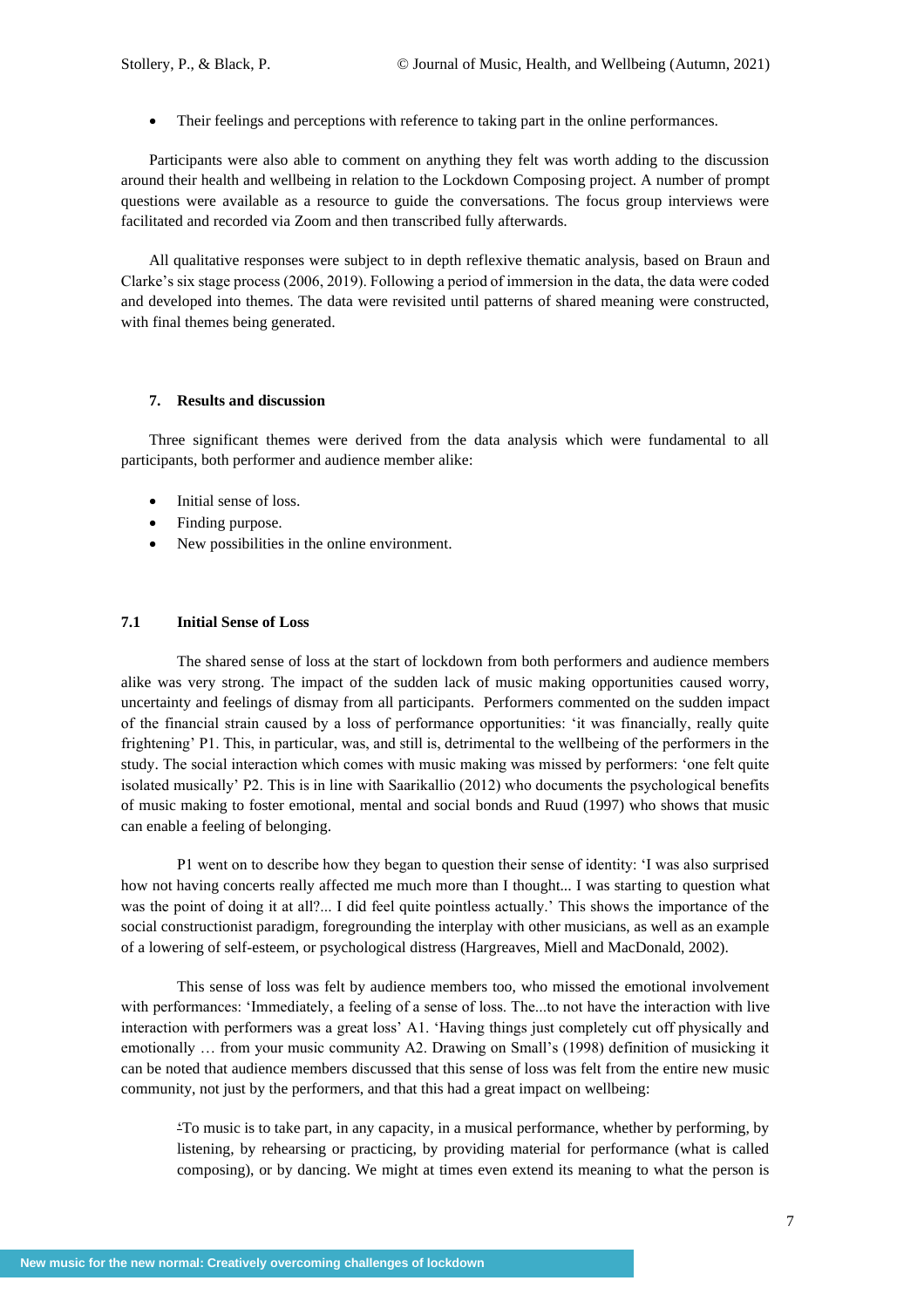- Their feelings and perceptions with reference to taking part in the online performances.

Participants were also able to comment on anything they felt was worth adding to the discussion around their health and wellbeing in relation to the Lockdown Composing project. A number of prompt questions were available as a resource to guide the conversations. The focus group interviews were facilitated and recorded via Zoom and then transcribed fully afterwards.

All qualitative responses were subject to in depth reflexive thematic analysis, based on Braun and Clarke's six stage process (2006, 2019). Following a period of immersion in the data, the data were coded and developed into themes. The data were revisited until patterns of shared meaning were constructed, with final themes being generated.

## 7. Results and discussion

Three significant themes were derived from the data analysis which were fundamental to all participants, both performer and audience member alike:

- Initial sense of loss.
- Finding purpose.
- New possibilities in the online environment.

### 7.1 Initial Sense of Loss

The shared sense of loss at the start of lockdown from both performers and audience members alike was very strong. The impact of the sudden lack of music making opportunities caused worry, uncertainty and feelings of dismay from all participants. Performers commented on the sudden impact of the financial strain caused by a loss of performance opportunities: 'it was financially, really quite frightening' P1. This, in particular, was, and still is, detrimental to the wellbeing of the performers in the study. The social interaction which comes with music making was missed by performers: 'one felt quite isolated musically' P2. This is in line with Saarikallio (2012) who documents the psychological benefits of music making to foster emotional, mental and social bonds and Ruud (1997) who shows that music can enable a feeling of belonging.

P1 went on to describe how they began to question their sense of identity: 'I was also surprised how not having concerts really affected me much more than I thought... I was starting to question what was the point of doing it at all?... I did feel quite pointless actually.' This shows the importance of the social constructionist paradigm, foregrounding the interplay with other musicians, as well as an example of a lowering of self-esteem, or psychological distress (Hargreaves, Miell and MacDonald, 2002).

This sense of loss was felt by audience members too, who missed the emotional involvement with performances: 'Immediately, a feeling of a sense of loss. The...to not have the interaction with live interaction with performers was a great loss' A1. 'Having things just completely cut off physically and emotionally … from your music community A2. Drawing on Small's (1998) definition of musicking it can be noted that audience members discussed that this sense of loss was felt from the entire new music community, not just by the performers, and that this had a great impact on wellbeing:

> 'To music is to take part, in any capacity, in a musical performance, whether by performing, by listening, by rehearsing or practicing, by providing material for performance (what is called composing), or by dancing. We might at times even extend its meaning to what the person is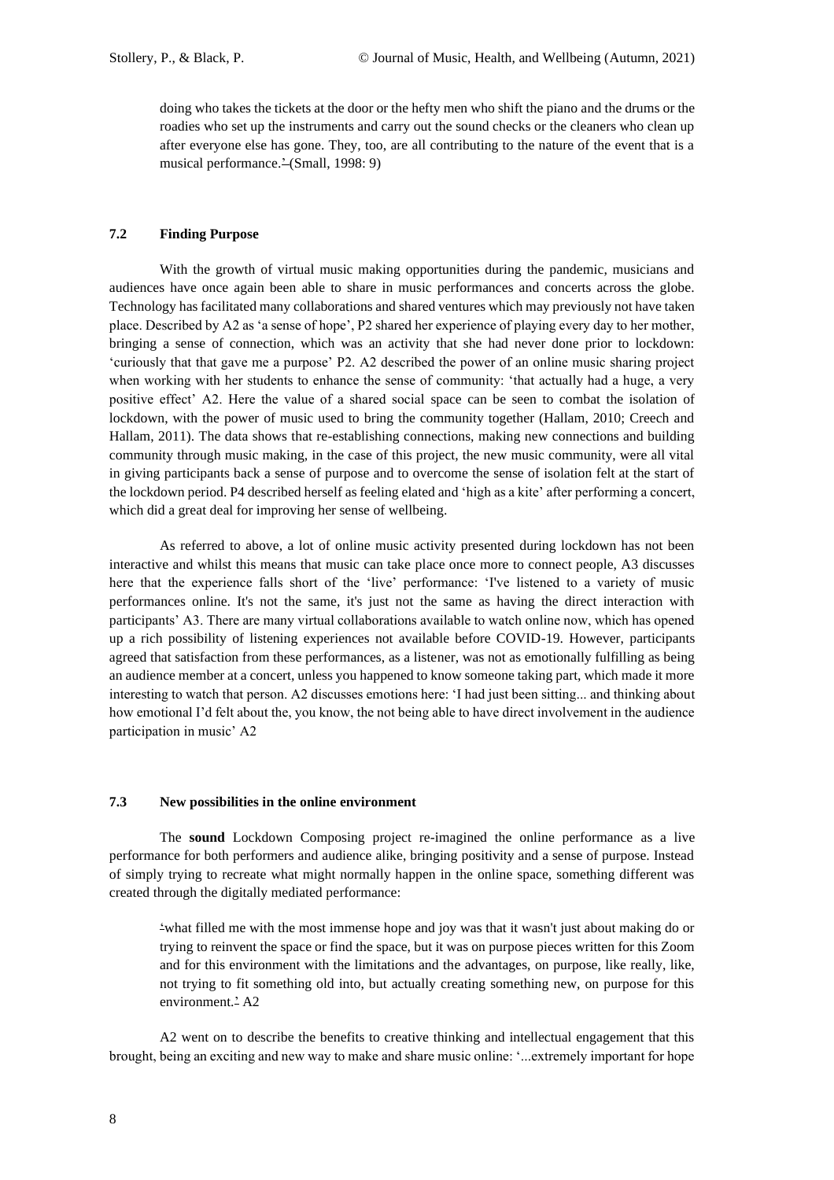> doing who takes the tickets at the door or the hefty men who shift the piano and the drums or the roadies who set up the instruments and carry out the sound checks or the cleaners who clean up after everyone else has gone. They, too, are all contributing to the nature of the event that is a musical performance.' (Small, 1998: 9)

### 7.2 Finding Purpose

With the growth of virtual music making opportunities during the pandemic, musicians and audiences have once again been able to share in music performances and concerts across the globe. Technology has facilitated many collaborations and shared ventures which may previously not have taken place. Described by A2 as 'a sense of hope', P2 shared her experience of playing every day to her mother, bringing a sense of connection, which was an activity that she had never done prior to lockdown: 'curiously that that gave me a purpose' P2. A2 described the power of an online music sharing project when working with her students to enhance the sense of community: 'that actually had a huge, a very positive effect' A2. Here the value of a shared social space can be seen to combat the isolation of lockdown, with the power of music used to bring the community together (Hallam, 2010; Creech and Hallam, 2011). The data shows that re-establishing connections, making new connections and building community through music making, in the case of this project, the new music community, were all vital in giving participants back a sense of purpose and to overcome the sense of isolation felt at the start of the lockdown period. P4 described herself as feeling elated and 'high as a kite' after performing a concert, which did a great deal for improving her sense of wellbeing.

As referred to above, a lot of online music activity presented during lockdown has not been interactive and whilst this means that music can take place once more to connect people, A3 discusses here that the experience falls short of the 'live' performance: 'I've listened to a variety of music performances online. It's not the same, it's just not the same as having the direct interaction with participants' A3. There are many virtual collaborations available to watch online now, which has opened up a rich possibility of listening experiences not available before COVID-19. However, participants agreed that satisfaction from these performances, as a listener, was not as emotionally fulfilling as being an audience member at a concert, unless you happened to know someone taking part, which made it more interesting to watch that person. A2 discusses emotions here: 'I had just been sitting... and thinking about how emotional I'd felt about the, you know, the not being able to have direct involvement in the audience participation in music' A2

### 7.3 New possibilities in the online environment

The **sound** Lockdown Composing project re-imagined the online performance as a live performance for both performers and audience alike, bringing positivity and a sense of purpose. Instead of simply trying to recreate what might normally happen in the online space, something different was created through the digitally mediated performance:

> 'what filled me with the most immense hope and joy was that it wasn't just about making do or trying to reinvent the space or find the space, but it was on purpose pieces written for this Zoom and for this environment with the limitations and the advantages, on purpose, like really, like, not trying to fit something old into, but actually creating something new, on purpose for this environment.' A2

A2 went on to describe the benefits to creative thinking and intellectual engagement that this brought, being an exciting and new way to make and share music online: '...extremely important for hope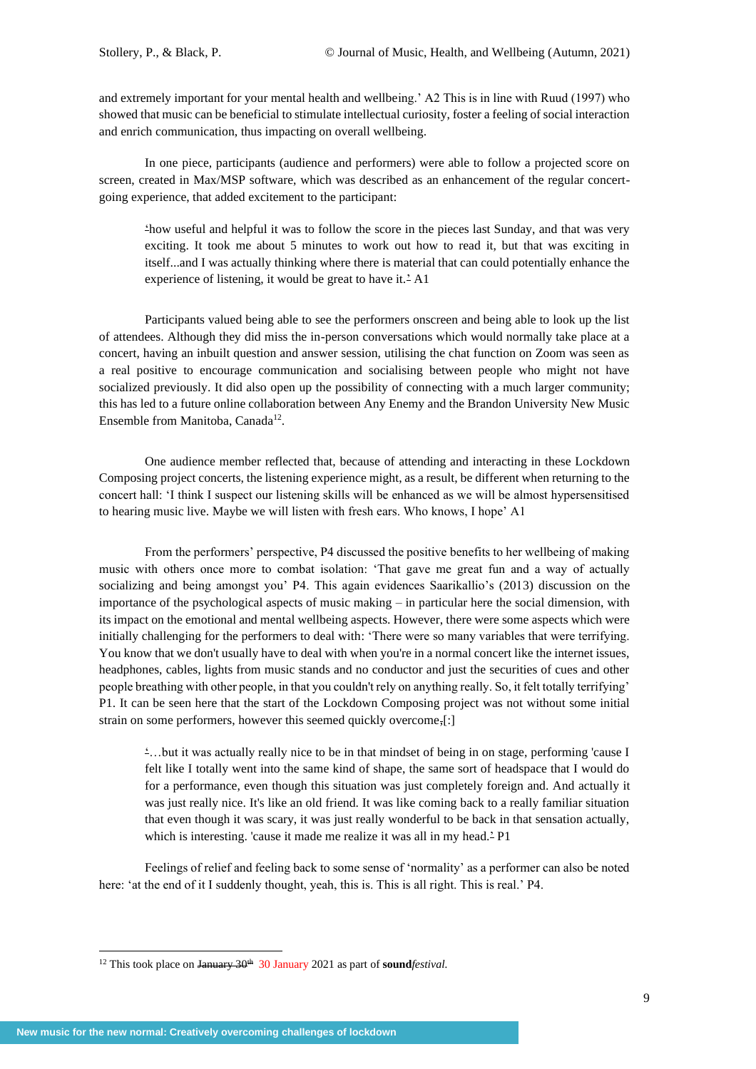and extremely important for your mental health and wellbeing.' A2 This is in line with Ruud (1997) who showed that music can be beneficial to stimulate intellectual curiosity, foster a feeling of social interaction and enrich communication, thus impacting on overall wellbeing.

In one piece, participants (audience and performers) were able to follow a projected score on screen, created in Max/MSP software, which was described as an enhancement of the regular concert-going experience, that added excitement to the participant:

> 'how useful and helpful it was to follow the score in the pieces last Sunday, and that was very exciting. It took me about 5 minutes to work out how to read it, but that was exciting in itself...and I was actually thinking where there is material that can could potentially enhance the experience of listening, it would be great to have it.' A1

Participants valued being able to see the performers onscreen and being able to look up the list of attendees. Although they did miss the in-person conversations which would normally take place at a concert, having an inbuilt question and answer session, utilising the chat function on Zoom was seen as a real positive to encourage communication and socialising between people who might not have socialized previously. It did also open up the possibility of connecting with a much larger community; this has led to a future online collaboration between Any Enemy and the Brandon University New Music Ensemble from Manitoba, Canada[12].

One audience member reflected that, because of attending and interacting in these Lockdown Composing project concerts, the listening experience might, as a result, be different when returning to the concert hall: 'I think I suspect our listening skills will be enhanced as we will be almost hypersensitised to hearing music live. Maybe we will listen with fresh ears. Who knows, I hope' A1

From the performers' perspective, P4 discussed the positive benefits to her wellbeing of making music with others once more to combat isolation: 'That gave me great fun and a way of actually socializing and being amongst you' P4. This again evidences Saarikallio's (2013) discussion on the importance of the psychological aspects of music making – in particular here the social dimension, with its impact on the emotional and mental wellbeing aspects. However, there were some aspects which were initially challenging for the performers to deal with: 'There were so many variables that were terrifying. You know that we don't usually have to deal with when you're in a normal concert like the internet issues, headphones, cables, lights from music stands and no conductor and just the securities of cues and other people breathing with other people, in that you couldn't rely on anything really. So, it felt totally terrifying' P1. It can be seen here that the start of the Lockdown Composing project was not without some initial strain on some performers, however this seemed quickly overcome,[:]

> '…but it was actually really nice to be in that mindset of being in on stage, performing 'cause I felt like I totally went into the same kind of shape, the same sort of headspace that I would do for a performance, even though this situation was just completely foreign and. And actually it was just really nice. It's like an old friend. It was like coming back to a really familiar situation that even though it was scary, it was just really wonderful to be back in that sensation actually, which is interesting. 'cause it made me realize it was all in my head.' P1

Feelings of relief and feeling back to some sense of 'normality' as a performer can also be noted here: 'at the end of it I suddenly thought, yeah, this is. This is all right. This is real.' P4.

---

[12] This took place on ~~January 30th~~ 30 January 2021 as part of **sound***festival.*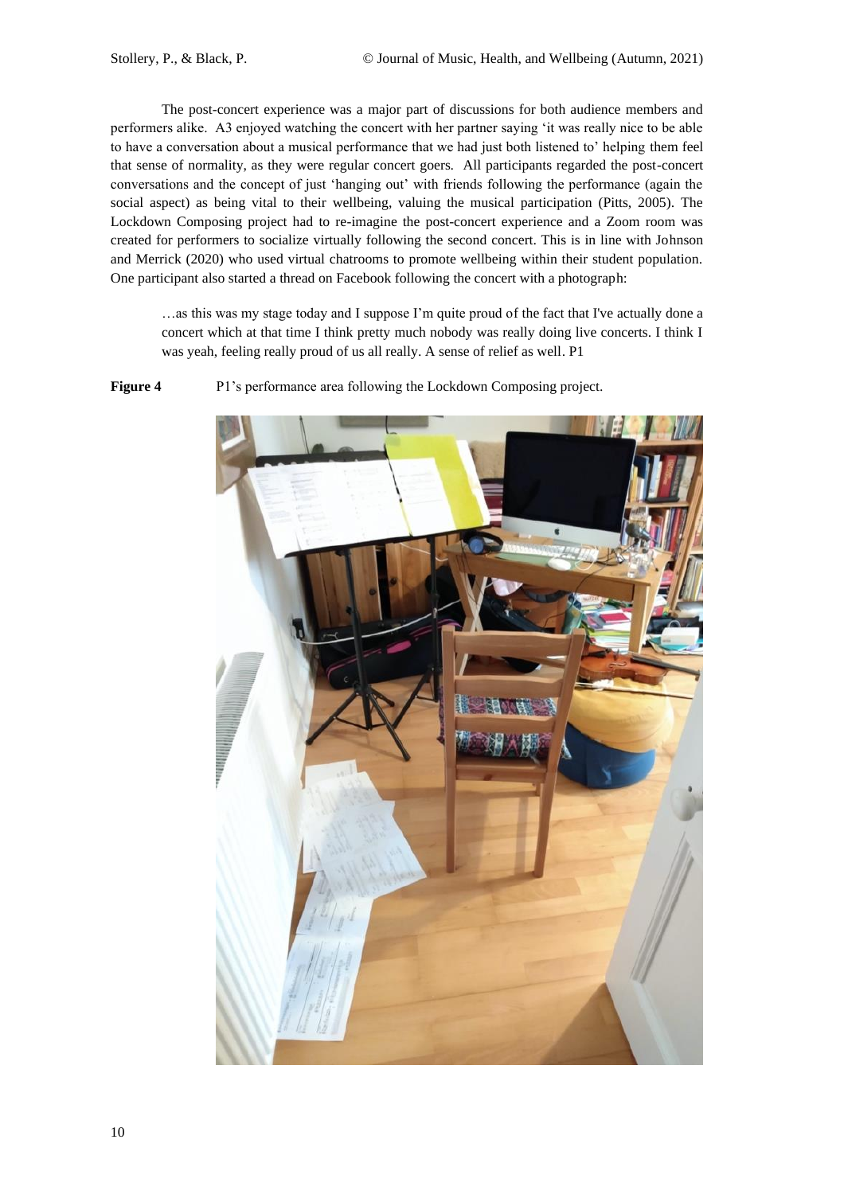The post-concert experience was a major part of discussions for both audience members and performers alike. A3 enjoyed watching the concert with her partner saying 'it was really nice to be able to have a conversation about a musical performance that we had just both listened to' helping them feel that sense of normality, as they were regular concert goers. All participants regarded the post-concert conversations and the concept of just 'hanging out' with friends following the performance (again the social aspect) as being vital to their wellbeing, valuing the musical participation (Pitts, 2005). The Lockdown Composing project had to re-imagine the post-concert experience and a Zoom room was created for performers to socialize virtually following the second concert. This is in line with Johnson and Merrick (2020) who used virtual chatrooms to promote wellbeing within their student population. One participant also started a thread on Facebook following the concert with a photograph:

> …as this was my stage today and I suppose I'm quite proud of the fact that I've actually done a concert which at that time I think pretty much nobody was really doing live concerts. I think I was yeah, feeling really proud of us all really. A sense of relief as well. P1

**Figure 4** P1's performance area following the Lockdown Composing project.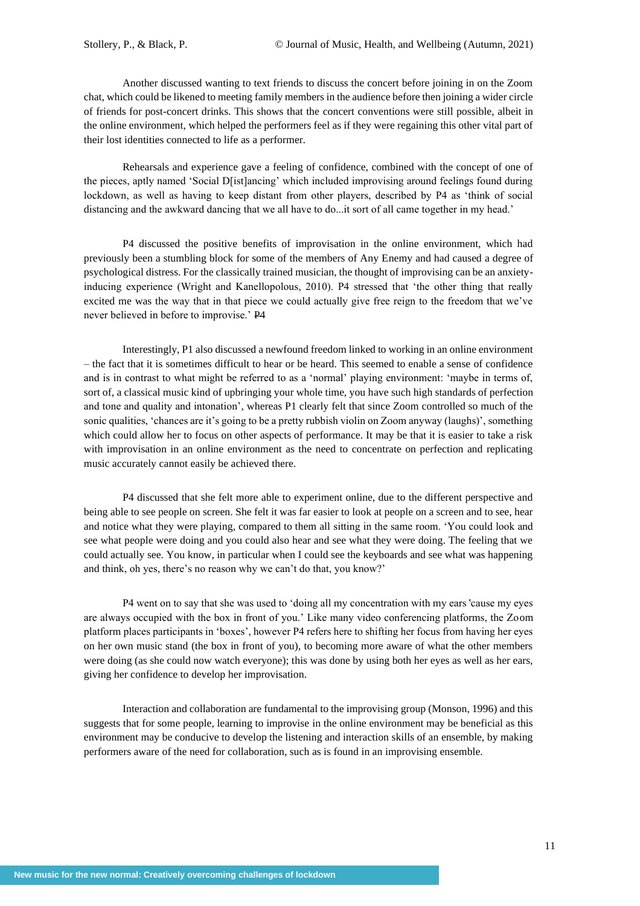Another discussed wanting to text friends to discuss the concert before joining in on the Zoom chat, which could be likened to meeting family members in the audience before then joining a wider circle of friends for post-concert drinks. This shows that the concert conventions were still possible, albeit in the online environment, which helped the performers feel as if they were regaining this other vital part of their lost identities connected to life as a performer.

Rehearsals and experience gave a feeling of confidence, combined with the concept of one of the pieces, aptly named 'Social D[ist]ancing' which included improvising around feelings found during lockdown, as well as having to keep distant from other players, described by P4 as 'think of social distancing and the awkward dancing that we all have to do...it sort of all came together in my head.'

P4 discussed the positive benefits of improvisation in the online environment, which had previously been a stumbling block for some of the members of Any Enemy and had caused a degree of psychological distress. For the classically trained musician, the thought of improvising can be an anxiety-inducing experience (Wright and Kanellopolous, 2010). P4 stressed that 'the other thing that really excited me was the way that in that piece we could actually give free reign to the freedom that we've never believed in before to improvise.' ~~P4~~

Interestingly, P1 also discussed a newfound freedom linked to working in an online environment – the fact that it is sometimes difficult to hear or be heard. This seemed to enable a sense of confidence and is in contrast to what might be referred to as a 'normal' playing environment: 'maybe in terms of, sort of, a classical music kind of upbringing your whole time, you have such high standards of perfection and tone and quality and intonation', whereas P1 clearly felt that since Zoom controlled so much of the sonic qualities, 'chances are it's going to be a pretty rubbish violin on Zoom anyway (laughs)', something which could allow her to focus on other aspects of performance. It may be that it is easier to take a risk with improvisation in an online environment as the need to concentrate on perfection and replicating music accurately cannot easily be achieved there.

P4 discussed that she felt more able to experiment online, due to the different perspective and being able to see people on screen. She felt it was far easier to look at people on a screen and to see, hear and notice what they were playing, compared to them all sitting in the same room. 'You could look and see what people were doing and you could also hear and see what they were doing. The feeling that we could actually see. You know, in particular when I could see the keyboards and see what was happening and think, oh yes, there's no reason why we can't do that, you know?'

P4 went on to say that she was used to 'doing all my concentration with my ears 'cause my eyes are always occupied with the box in front of you.' Like many video conferencing platforms, the Zoom platform places participants in 'boxes', however P4 refers here to shifting her focus from having her eyes on her own music stand (the box in front of you), to becoming more aware of what the other members were doing (as she could now watch everyone); this was done by using both her eyes as well as her ears, giving her confidence to develop her improvisation.

Interaction and collaboration are fundamental to the improvising group (Monson, 1996) and this suggests that for some people, learning to improvise in the online environment may be beneficial as this environment may be conducive to develop the listening and interaction skills of an ensemble, by making performers aware of the need for collaboration, such as is found in an improvising ensemble.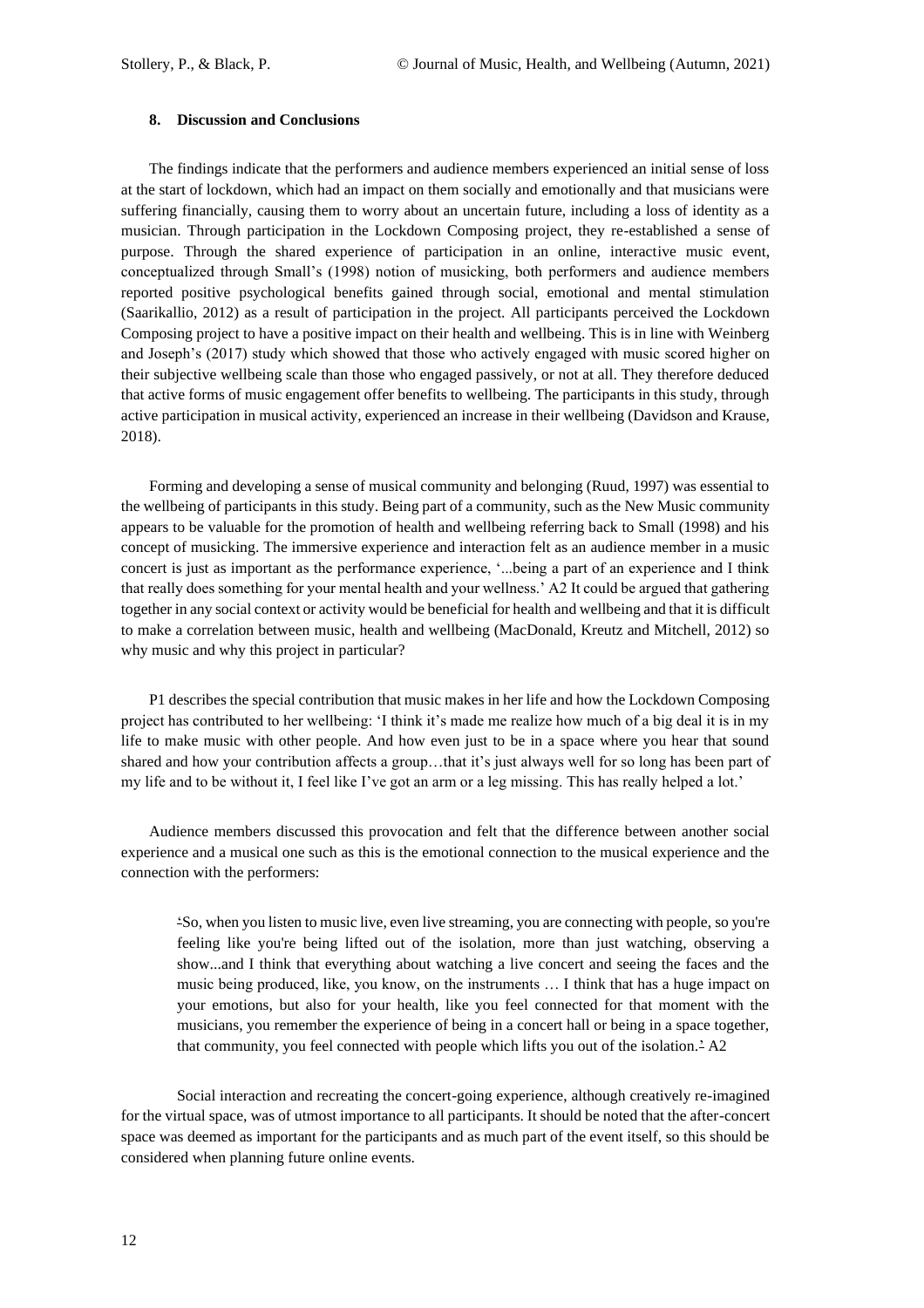## 8. Discussion and Conclusions

The findings indicate that the performers and audience members experienced an initial sense of loss at the start of lockdown, which had an impact on them socially and emotionally and that musicians were suffering financially, causing them to worry about an uncertain future, including a loss of identity as a musician. Through participation in the Lockdown Composing project, they re-established a sense of purpose. Through the shared experience of participation in an online, interactive music event, conceptualized through Small's (1998) notion of musicking, both performers and audience members reported positive psychological benefits gained through social, emotional and mental stimulation (Saarikallio, 2012) as a result of participation in the project. All participants perceived the Lockdown Composing project to have a positive impact on their health and wellbeing. This is in line with Weinberg and Joseph's (2017) study which showed that those who actively engaged with music scored higher on their subjective wellbeing scale than those who engaged passively, or not at all. They therefore deduced that active forms of music engagement offer benefits to wellbeing. The participants in this study, through active participation in musical activity, experienced an increase in their wellbeing (Davidson and Krause, 2018).

Forming and developing a sense of musical community and belonging (Ruud, 1997) was essential to the wellbeing of participants in this study. Being part of a community, such as the New Music community appears to be valuable for the promotion of health and wellbeing referring back to Small (1998) and his concept of musicking. The immersive experience and interaction felt as an audience member in a music concert is just as important as the performance experience, '...being a part of an experience and I think that really does something for your mental health and your wellness.' A2 It could be argued that gathering together in any social context or activity would be beneficial for health and wellbeing and that it is difficult to make a correlation between music, health and wellbeing (MacDonald, Kreutz and Mitchell, 2012) so why music and why this project in particular?

P1 describes the special contribution that music makes in her life and how the Lockdown Composing project has contributed to her wellbeing: 'I think it's made me realize how much of a big deal it is in my life to make music with other people. And how even just to be in a space where you hear that sound shared and how your contribution affects a group…that it's just always well for so long has been part of my life and to be without it, I feel like I've got an arm or a leg missing. This has really helped a lot.'

Audience members discussed this provocation and felt that the difference between another social experience and a musical one such as this is the emotional connection to the musical experience and the connection with the performers:

> 'So, when you listen to music live, even live streaming, you are connecting with people, so you're feeling like you're being lifted out of the isolation, more than just watching, observing a show...and I think that everything about watching a live concert and seeing the faces and the music being produced, like, you know, on the instruments … I think that has a huge impact on your emotions, but also for your health, like you feel connected for that moment with the musicians, you remember the experience of being in a concert hall or being in a space together, that community, you feel connected with people which lifts you out of the isolation.' A2

Social interaction and recreating the concert-going experience, although creatively re-imagined for the virtual space, was of utmost importance to all participants. It should be noted that the after-concert space was deemed as important for the participants and as much part of the event itself, so this should be considered when planning future online events.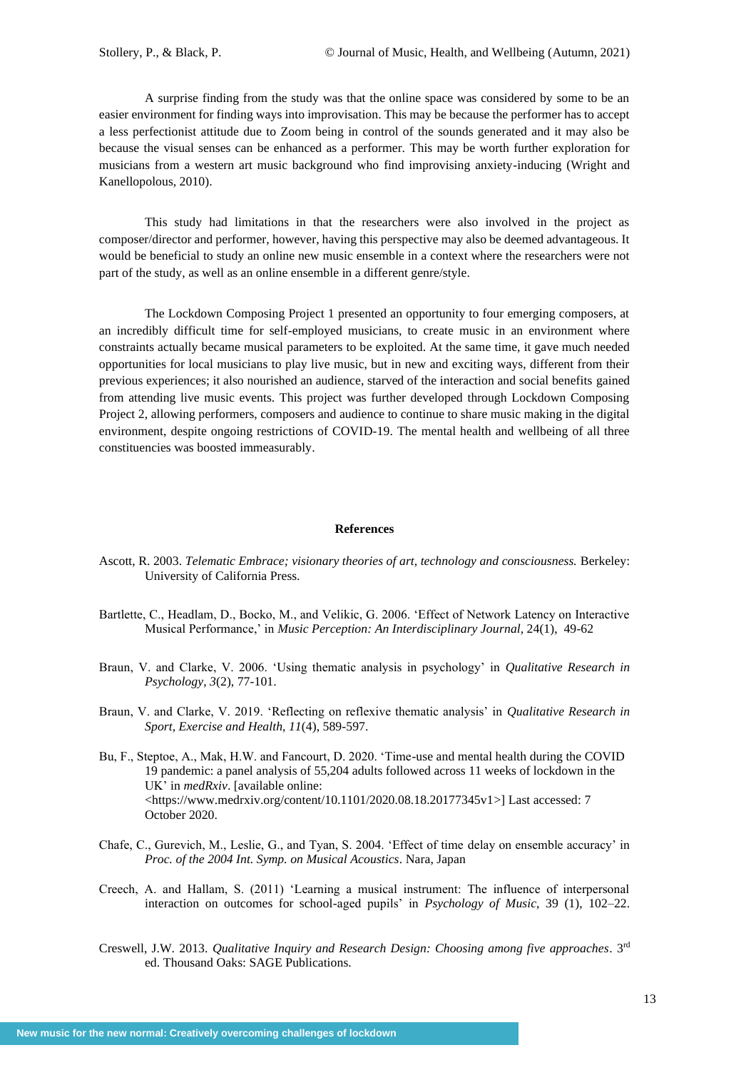A surprise finding from the study was that the online space was considered by some to be an easier environment for finding ways into improvisation. This may be because the performer has to accept a less perfectionist attitude due to Zoom being in control of the sounds generated and it may also be because the visual senses can be enhanced as a performer. This may be worth further exploration for musicians from a western art music background who find improvising anxiety-inducing (Wright and Kanellopolous, 2010).

This study had limitations in that the researchers were also involved in the project as composer/director and performer, however, having this perspective may also be deemed advantageous. It would be beneficial to study an online new music ensemble in a context where the researchers were not part of the study, as well as an online ensemble in a different genre/style.

The Lockdown Composing Project 1 presented an opportunity to four emerging composers, at an incredibly difficult time for self-employed musicians, to create music in an environment where constraints actually became musical parameters to be exploited. At the same time, it gave much needed opportunities for local musicians to play live music, but in new and exciting ways, different from their previous experiences; it also nourished an audience, starved of the interaction and social benefits gained from attending live music events. This project was further developed through Lockdown Composing Project 2, allowing performers, composers and audience to continue to share music making in the digital environment, despite ongoing restrictions of COVID-19. The mental health and wellbeing of all three constituencies was boosted immeasurably.

## References

Ascott, R. 2003. *Telematic Embrace; visionary theories of art, technology and consciousness.* Berkeley: University of California Press.

Bartlette, C., Headlam, D., Bocko, M., and Velikic, G. 2006. 'Effect of Network Latency on Interactive Musical Performance,' in *Music Perception: An Interdisciplinary Journal*, 24(1), 49-62

Braun, V. and Clarke, V. 2006. 'Using thematic analysis in psychology' in *Qualitative Research in Psychology*, *3*(2), 77-101.

Braun, V. and Clarke, V. 2019. 'Reflecting on reflexive thematic analysis' in *Qualitative Research in Sport, Exercise and Health*, *11*(4), 589-597.

Bu, F., Steptoe, A., Mak, H.W. and Fancourt, D. 2020. 'Time-use and mental health during the COVID 19 pandemic: a panel analysis of 55,204 adults followed across 11 weeks of lockdown in the UK' in *medRxiv*. [available online: <https://www.medrxiv.org/content/10.1101/2020.08.18.20177345v1>] Last accessed: 7 October 2020.

Chafe, C., Gurevich, M., Leslie, G., and Tyan, S. 2004. 'Effect of time delay on ensemble accuracy' in *Proc. of the 2004 Int. Symp. on Musical Acoustics*. Nara, Japan

Creech, A. and Hallam, S. (2011) 'Learning a musical instrument: The influence of interpersonal interaction on outcomes for school-aged pupils' in *Psychology of Music*, 39 (1), 102–22.

Creswell, J.W. 2013. *Qualitative Inquiry and Research Design: Choosing among five approaches*. 3rd ed. Thousand Oaks: SAGE Publications.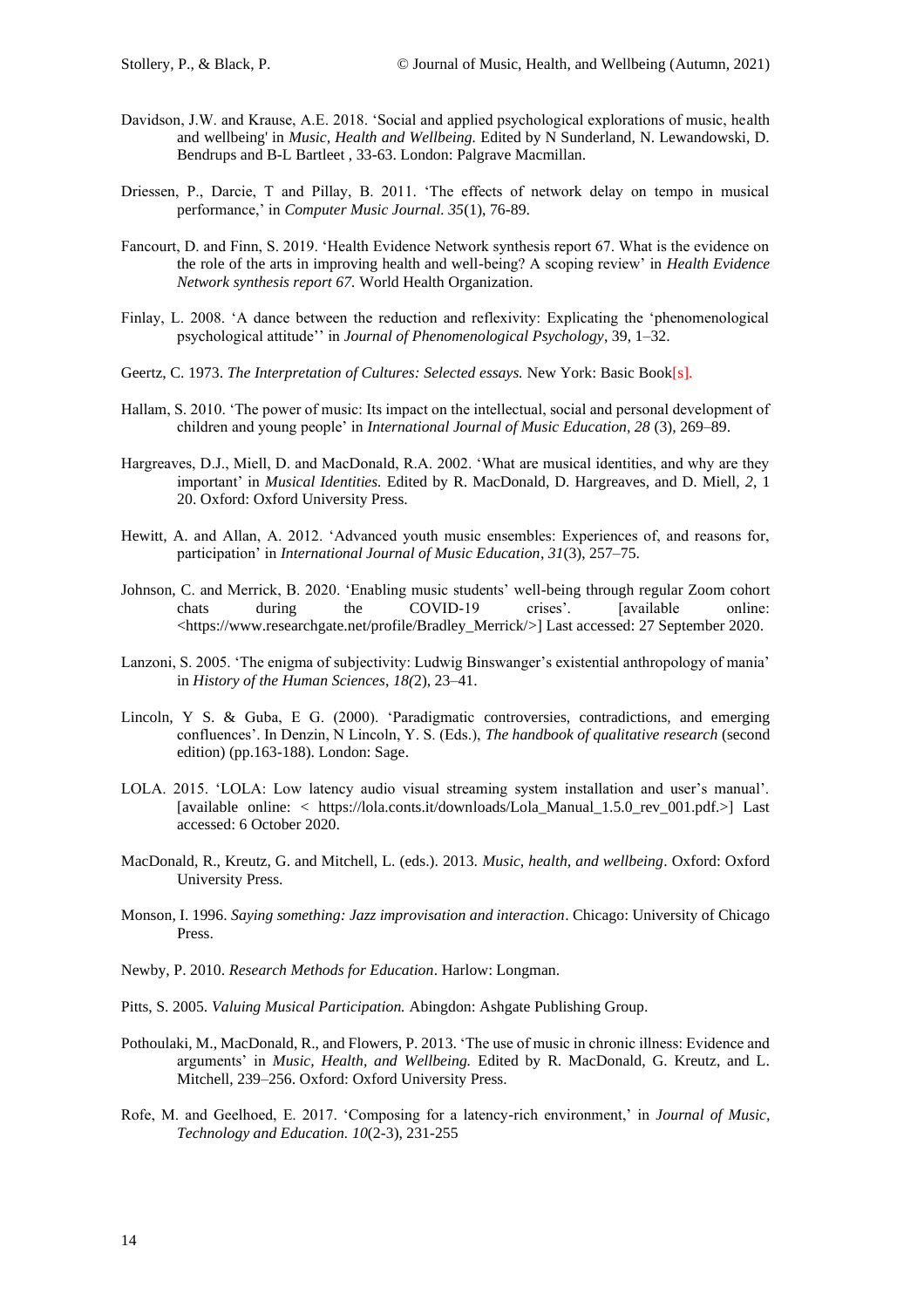Davidson, J.W. and Krause, A.E. 2018. 'Social and applied psychological explorations of music, health and wellbeing' in *Music, Health and Wellbeing.* Edited by N Sunderland, N. Lewandowski, D. Bendrups and B-L Bartleet , 33-63. London: Palgrave Macmillan.

Driessen, P., Darcie, T and Pillay, B. 2011. 'The effects of network delay on tempo in musical performance,' in *Computer Music Journal. 35*(1), 76-89.

Fancourt, D. and Finn, S. 2019. 'Health Evidence Network synthesis report 67. What is the evidence on the role of the arts in improving health and well-being? A scoping review' in *Health Evidence Network synthesis report 67.* World Health Organization.

Finlay, L. 2008. 'A dance between the reduction and reflexivity: Explicating the 'phenomenological psychological attitude'' in *Journal of Phenomenological Psychology*, 39, 1–32.

Geertz, C. 1973. *The Interpretation of Cultures: Selected essays.* New York: Basic Book[s].

Hallam, S. 2010. 'The power of music: Its impact on the intellectual, social and personal development of children and young people' in *International Journal of Music Education, 28* (3), 269–89.

Hargreaves, D.J., Miell, D. and MacDonald, R.A. 2002. 'What are musical identities, and why are they important' in *Musical Identities.* Edited by R. MacDonald, D. Hargreaves, and D. Miell, *2*, 1 20. Oxford: Oxford University Press.

Hewitt, A. and Allan, A. 2012. 'Advanced youth music ensembles: Experiences of, and reasons for, participation' in *International Journal of Music Education*, *31*(3), 257–75.

Johnson, C. and Merrick, B. 2020. 'Enabling music students' well-being through regular Zoom cohort chats during the COVID-19 crises'. [available online: <https://www.researchgate.net/profile/Bradley_Merrick/>] Last accessed: 27 September 2020.

Lanzoni, S. 2005. 'The enigma of subjectivity: Ludwig Binswanger's existential anthropology of mania' in *History of the Human Sciences, 18(*2), 23–41.

Lincoln, Y S. & Guba, E G. (2000). 'Paradigmatic controversies, contradictions, and emerging confluences'. In Denzin, N Lincoln, Y. S. (Eds.), *The handbook of qualitative research* (second edition) (pp.163-188). London: Sage.

LOLA. 2015. 'LOLA: Low latency audio visual streaming system installation and user's manual'. [available online: < https://lola.conts.it/downloads/Lola_Manual_1.5.0_rev_001.pdf.>] Last accessed: 6 October 2020.

MacDonald, R., Kreutz, G. and Mitchell, L. (eds.). 2013. *Music, health, and wellbeing*. Oxford: Oxford University Press.

Monson, I. 1996. *Saying something: Jazz improvisation and interaction*. Chicago: University of Chicago Press.

Newby, P. 2010. *Research Methods for Education*. Harlow: Longman.

Pitts, S. 2005. *Valuing Musical Participation.* Abingdon: Ashgate Publishing Group.

Pothoulaki, M., MacDonald, R., and Flowers, P. 2013. 'The use of music in chronic illness: Evidence and arguments' in *Music, Health, and Wellbeing.* Edited by R. MacDonald, G. Kreutz, and L. Mitchell, 239–256. Oxford: Oxford University Press.

Rofe, M. and Geelhoed, E. 2017. 'Composing for a latency-rich environment,' in *Journal of Music, Technology and Education. 10*(2-3), 231-255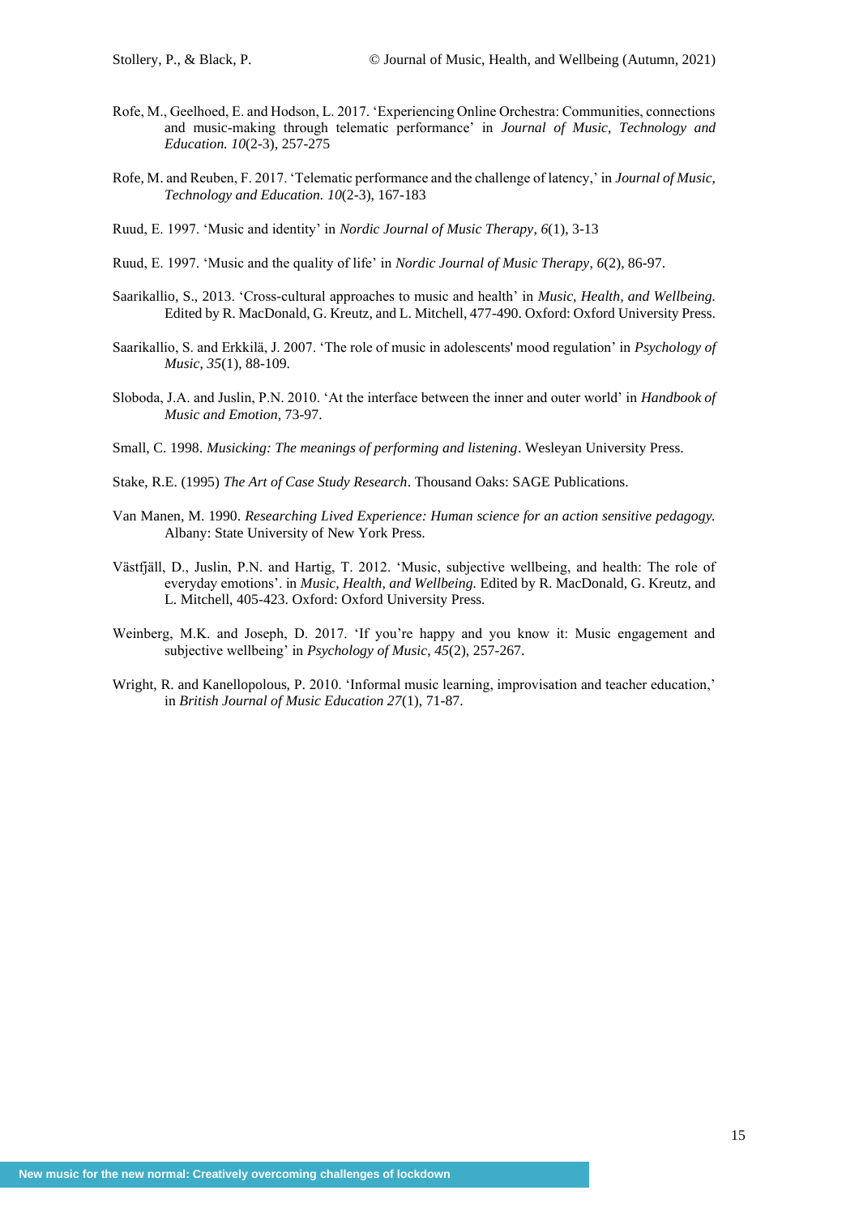Rofe, M., Geelhoed, E. and Hodson, L. 2017. 'Experiencing Online Orchestra: Communities, connections and music-making through telematic performance' in *Journal of Music, Technology and Education. 10*(2-3), 257-275

Rofe, M. and Reuben, F. 2017. 'Telematic performance and the challenge of latency,' in *Journal of Music, Technology and Education. 10*(2-3), 167-183

Ruud, E. 1997. 'Music and identity' in *Nordic Journal of Music Therapy*, *6*(1), 3-13

Ruud, E. 1997. 'Music and the quality of life' in *Nordic Journal of Music Therapy*, *6*(2), 86-97.

Saarikallio, S., 2013. 'Cross-cultural approaches to music and health' in *Music, Health, and Wellbeing.* Edited by R. MacDonald, G. Kreutz, and L. Mitchell, 477-490. Oxford: Oxford University Press.

Saarikallio, S. and Erkkilä, J. 2007. 'The role of music in adolescents' mood regulation' in *Psychology of Music*, *35*(1), 88-109.

Sloboda, J.A. and Juslin, P.N. 2010. 'At the interface between the inner and outer world' in *Handbook of Music and Emotion*, 73-97.

Small, C. 1998. *Musicking: The meanings of performing and listening*. Wesleyan University Press.

Stake, R.E. (1995) *The Art of Case Study Research*. Thousand Oaks: SAGE Publications.

Van Manen, M. 1990. *Researching Lived Experience: Human science for an action sensitive pedagogy.* Albany: State University of New York Press.

Västfjäll, D., Juslin, P.N. and Hartig, T. 2012. 'Music, subjective wellbeing, and health: The role of everyday emotions'. in *Music, Health, and Wellbeing.* Edited by R. MacDonald, G. Kreutz, and L. Mitchell, 405-423. Oxford: Oxford University Press.

Weinberg, M.K. and Joseph, D. 2017. 'If you're happy and you know it: Music engagement and subjective wellbeing' in *Psychology of Music*, *45*(2), 257-267.

Wright, R. and Kanellopolous, P. 2010. 'Informal music learning, improvisation and teacher education,' in *British Journal of Music Education 27*(1), 71-87.